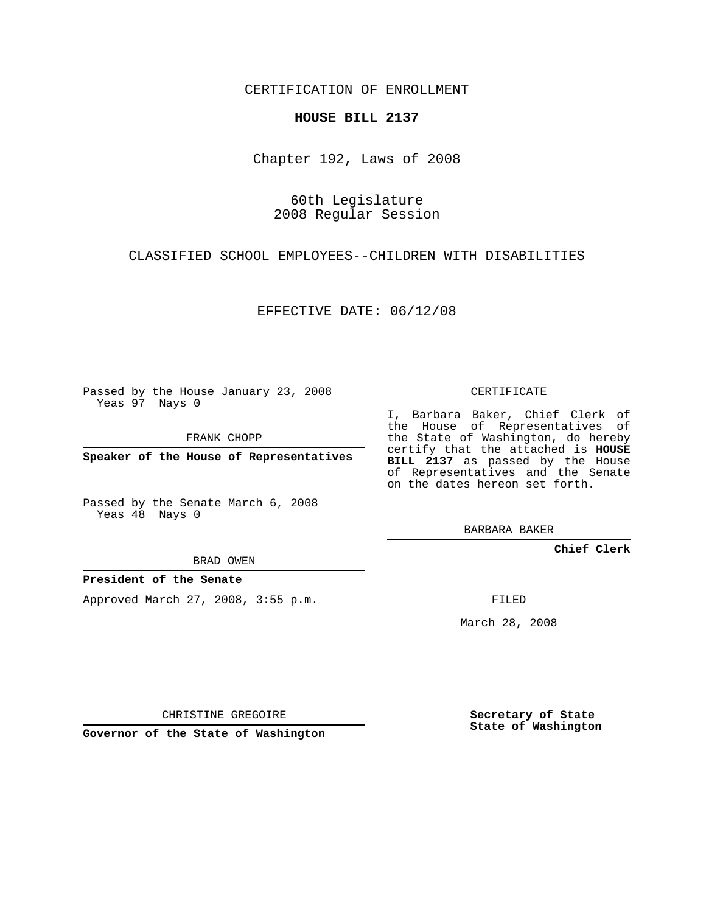CERTIFICATION OF ENROLLMENT

**HOUSE BILL 2137**

Chapter 192, Laws of 2008

60th Legislature
2008 Regular Session

CLASSIFIED SCHOOL EMPLOYEES--CHILDREN WITH DISABILITIES

EFFECTIVE DATE: 06/12/08

Passed by the House January 23, 2008
Yeas 97 Nays 0

FRANK CHOPP

**Speaker of the House of Representatives**

Passed by the Senate March 6, 2008
Yeas 48 Nays 0

BRAD OWEN

**President of the Senate**

Approved March 27, 2008, 3:55 p.m.

CHRISTINE GREGOIRE

**Governor of the State of Washington**

CERTIFICATE

I, Barbara Baker, Chief Clerk of the House of Representatives of the State of Washington, do hereby certify that the attached is **HOUSE BILL 2137** as passed by the House of Representatives and the Senate on the dates hereon set forth.

BARBARA BAKER

**Chief Clerk**

FILED

March 28, 2008

**Secretary of State**
**State of Washington**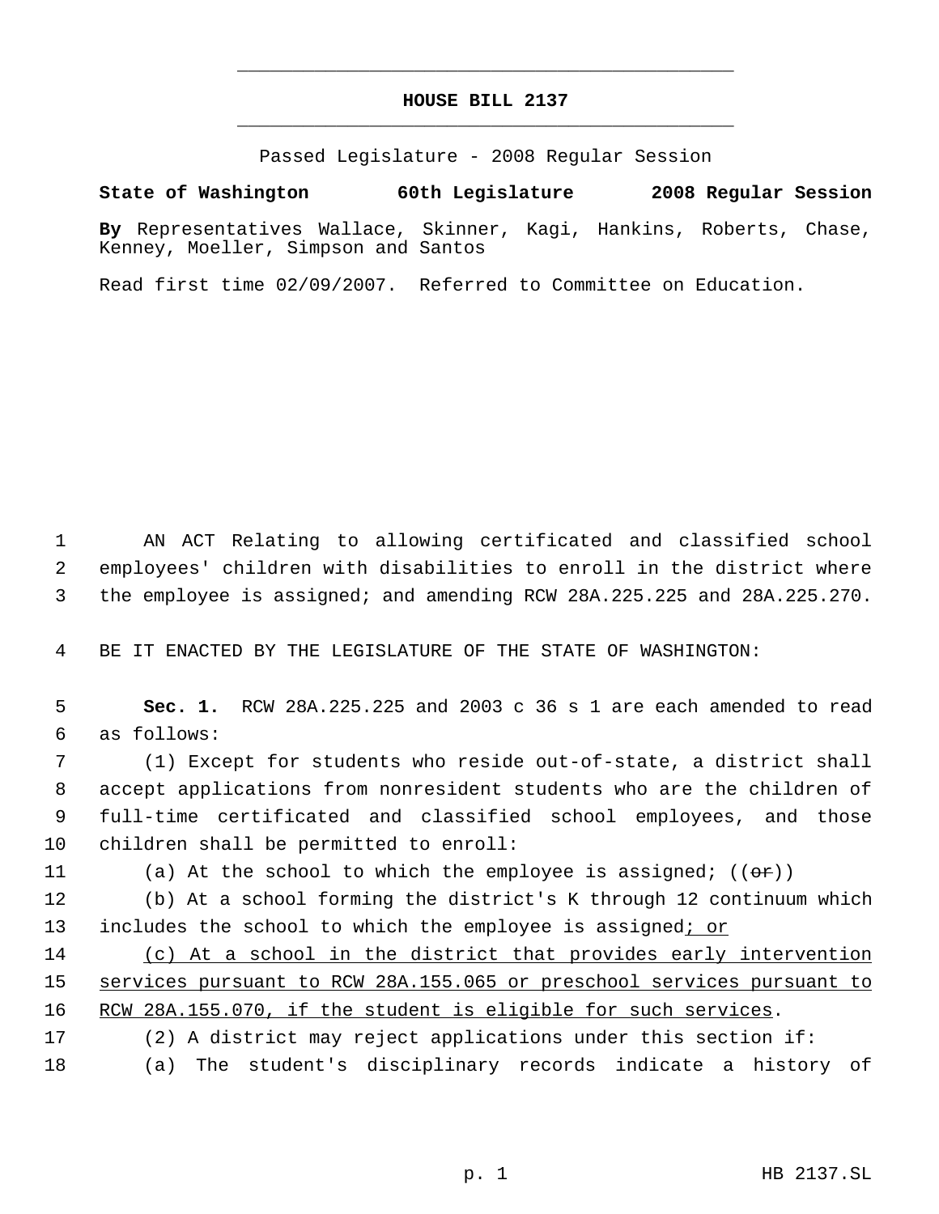# HOUSE BILL 2137

Passed Legislature - 2008 Regular Session

**State of Washington 60th Legislature 2008 Regular Session**

**By** Representatives Wallace, Skinner, Kagi, Hankins, Roberts, Chase, Kenney, Moeller, Simpson and Santos

Read first time 02/09/2007. Referred to Committee on Education.

AN ACT Relating to allowing certificated and classified school employees' children with disabilities to enroll in the district where the employee is assigned; and amending RCW 28A.225.225 and 28A.225.270.

BE IT ENACTED BY THE LEGISLATURE OF THE STATE OF WASHINGTON:

**Sec. 1.** RCW 28A.225.225 and 2003 c 36 s 1 are each amended to read as follows:

(1) Except for students who reside out-of-state, a district shall accept applications from nonresident students who are the children of full-time certificated and classified school employees, and those children shall be permitted to enroll:

(a) At the school to which the employee is assigned; ((~~or~~))

(b) At a school forming the district's K through 12 continuum which includes the school to which the employee is assigned<u>; or</u>

<u>(c) At a school in the district that provides early intervention services pursuant to RCW 28A.155.065 or preschool services pursuant to RCW 28A.155.070, if the student is eligible for such services</u>.

(2) A district may reject applications under this section if:

(a) The student's disciplinary records indicate a history of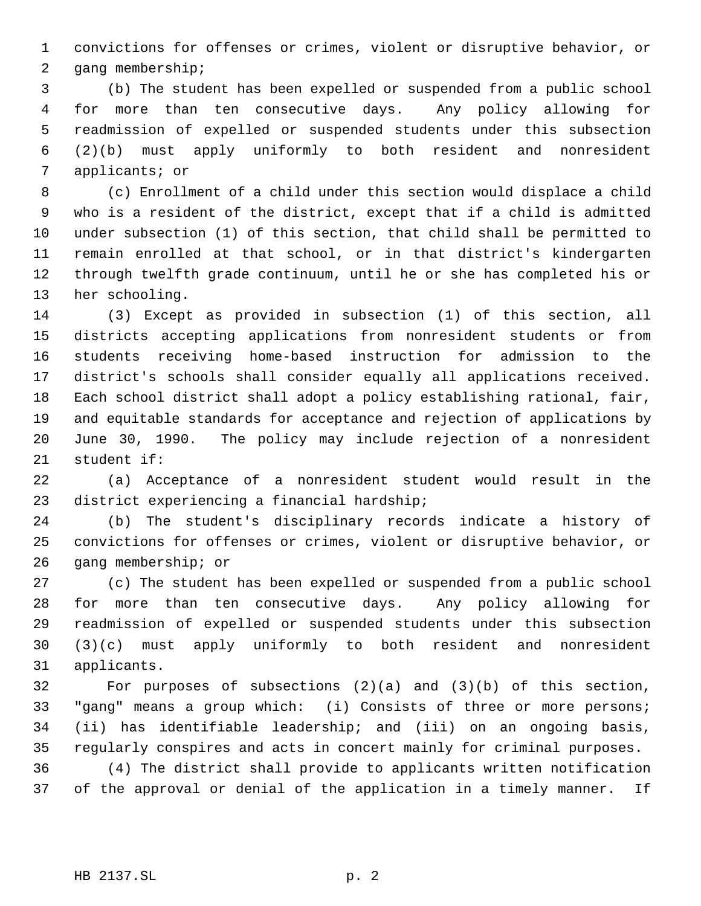convictions for offenses or crimes, violent or disruptive behavior, or gang membership;

(b) The student has been expelled or suspended from a public school for more than ten consecutive days. Any policy allowing for readmission of expelled or suspended students under this subsection (2)(b) must apply uniformly to both resident and nonresident applicants; or

(c) Enrollment of a child under this section would displace a child who is a resident of the district, except that if a child is admitted under subsection (1) of this section, that child shall be permitted to remain enrolled at that school, or in that district's kindergarten through twelfth grade continuum, until he or she has completed his or her schooling.

(3) Except as provided in subsection (1) of this section, all districts accepting applications from nonresident students or from students receiving home-based instruction for admission to the district's schools shall consider equally all applications received. Each school district shall adopt a policy establishing rational, fair, and equitable standards for acceptance and rejection of applications by June 30, 1990. The policy may include rejection of a nonresident student if:

(a) Acceptance of a nonresident student would result in the district experiencing a financial hardship;

(b) The student's disciplinary records indicate a history of convictions for offenses or crimes, violent or disruptive behavior, or gang membership; or

(c) The student has been expelled or suspended from a public school for more than ten consecutive days. Any policy allowing for readmission of expelled or suspended students under this subsection (3)(c) must apply uniformly to both resident and nonresident applicants.

For purposes of subsections (2)(a) and (3)(b) of this section, "gang" means a group which: (i) Consists of three or more persons; (ii) has identifiable leadership; and (iii) on an ongoing basis, regularly conspires and acts in concert mainly for criminal purposes.

(4) The district shall provide to applicants written notification of the approval or denial of the application in a timely manner. If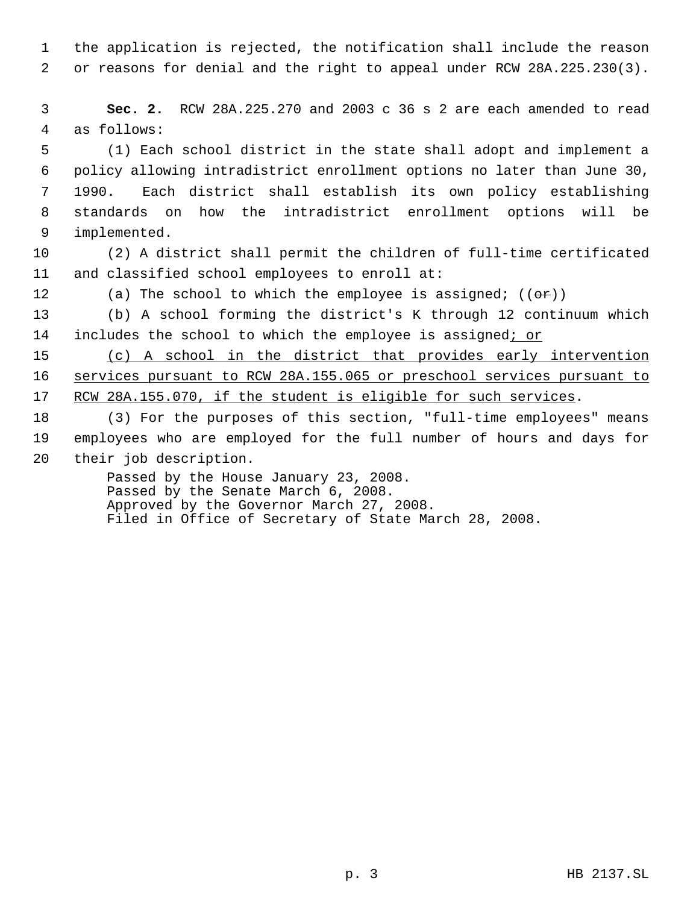the application is rejected, the notification shall include the reason or reasons for denial and the right to appeal under RCW 28A.225.230(3).

**Sec. 2.** RCW 28A.225.270 and 2003 c 36 s 2 are each amended to read as follows:

(1) Each school district in the state shall adopt and implement a policy allowing intradistrict enrollment options no later than June 30, 1990. Each district shall establish its own policy establishing standards on how the intradistrict enrollment options will be implemented.

(2) A district shall permit the children of full-time certificated and classified school employees to enroll at:

(a) The school to which the employee is assigned; ((~~or~~))

(b) A school forming the district's K through 12 continuum which includes the school to which the employee is assigned<u>; or</u>

<u>(c) A school in the district that provides early intervention services pursuant to RCW 28A.155.065 or preschool services pursuant to RCW 28A.155.070, if the student is eligible for such services</u>.

(3) For the purposes of this section, "full-time employees" means employees who are employed for the full number of hours and days for their job description.

Passed by the House January 23, 2008.
Passed by the Senate March 6, 2008.
Approved by the Governor March 27, 2008.
Filed in Office of Secretary of State March 28, 2008.